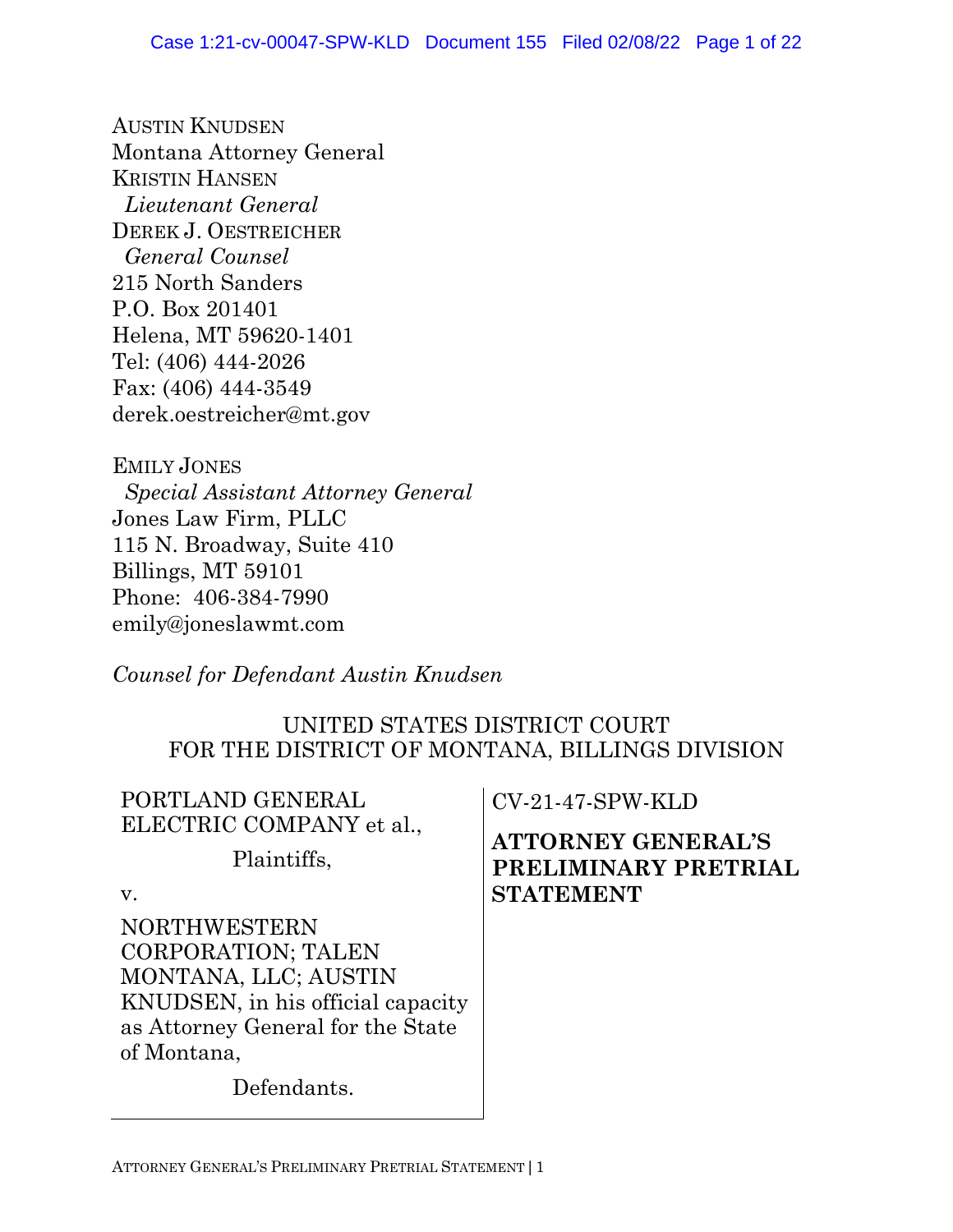AUSTIN KNUDSEN
Montana Attorney General
KRISTIN HANSEN
*Lieutenant General*
DEREK J. OESTREICHER
*General Counsel*
215 North Sanders
P.O. Box 201401
Helena, MT 59620-1401
Tel: (406) 444-2026
Fax: (406) 444-3549
derek.oestreicher@mt.gov

EMILY JONES
*Special Assistant Attorney General*
Jones Law Firm, PLLC
115 N. Broadway, Suite 410
Billings, MT 59101
Phone: 406-384-7990
emily@joneslawmt.com

*Counsel for Defendant Austin Knudsen*

UNITED STATES DISTRICT COURT
FOR THE DISTRICT OF MONTANA, BILLINGS DIVISION

PORTLAND GENERAL ELECTRIC COMPANY et al.,

Plaintiffs,

v.

NORTHWESTERN CORPORATION; TALEN MONTANA, LLC; AUSTIN KNUDSEN, in his official capacity as Attorney General for the State of Montana,

Defendants.

CV-21-47-SPW-KLD

**ATTORNEY GENERAL'S PRELIMINARY PRETRIAL STATEMENT**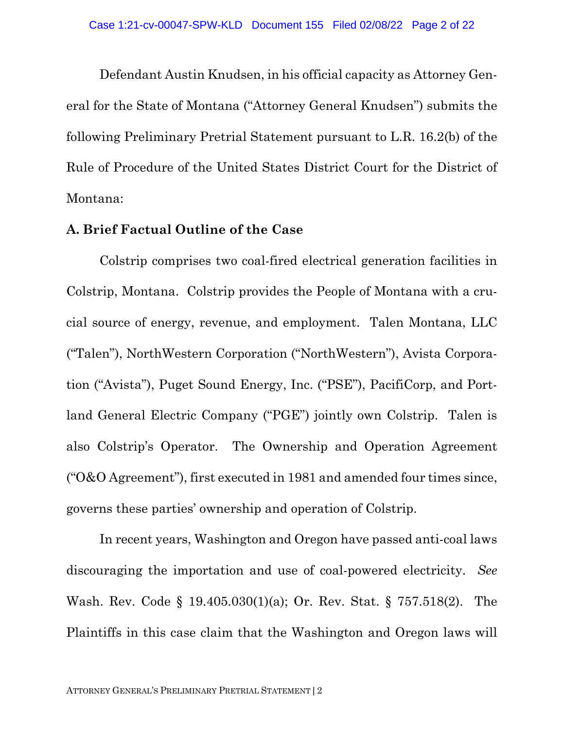Defendant Austin Knudsen, in his official capacity as Attorney General for the State of Montana ("Attorney General Knudsen") submits the following Preliminary Pretrial Statement pursuant to L.R. 16.2(b) of the Rule of Procedure of the United States District Court for the District of Montana:

**A. Brief Factual Outline of the Case**

Colstrip comprises two coal-fired electrical generation facilities in Colstrip, Montana. Colstrip provides the People of Montana with a crucial source of energy, revenue, and employment. Talen Montana, LLC ("Talen"), NorthWestern Corporation ("NorthWestern"), Avista Corporation ("Avista"), Puget Sound Energy, Inc. ("PSE"), PacifiCorp, and Portland General Electric Company ("PGE") jointly own Colstrip. Talen is also Colstrip's Operator. The Ownership and Operation Agreement ("O&O Agreement"), first executed in 1981 and amended four times since, governs these parties' ownership and operation of Colstrip.

In recent years, Washington and Oregon have passed anti-coal laws discouraging the importation and use of coal-powered electricity. *See* Wash. Rev. Code § 19.405.030(1)(a); Or. Rev. Stat. § 757.518(2). The Plaintiffs in this case claim that the Washington and Oregon laws will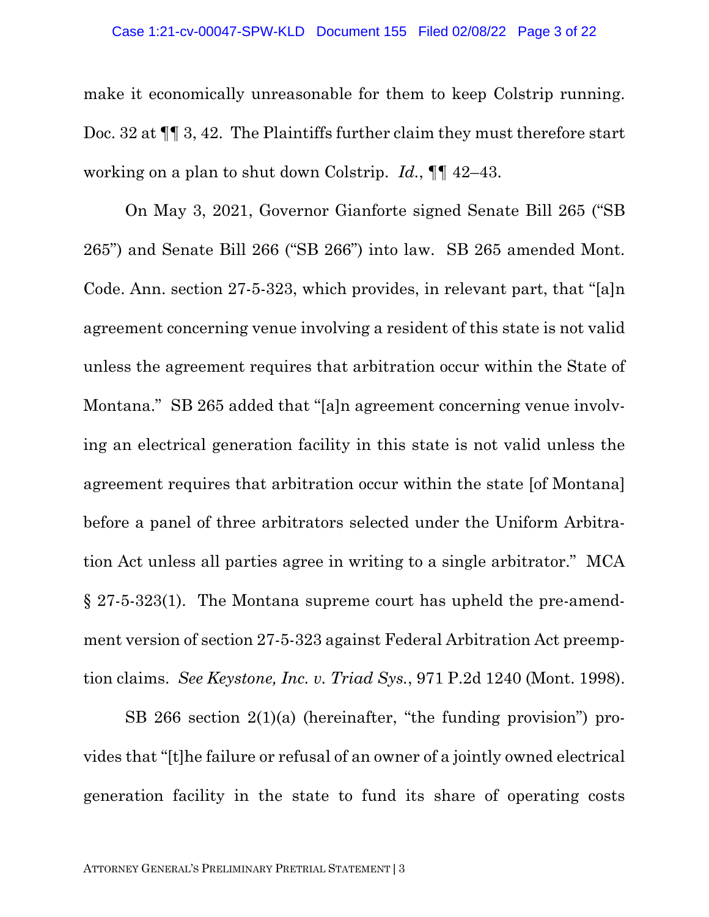make it economically unreasonable for them to keep Colstrip running. Doc. 32 at ¶¶ 3, 42. The Plaintiffs further claim they must therefore start working on a plan to shut down Colstrip. *Id.*, ¶¶ 42–43.

On May 3, 2021, Governor Gianforte signed Senate Bill 265 ("SB 265") and Senate Bill 266 ("SB 266") into law. SB 265 amended Mont. Code. Ann. section 27-5-323, which provides, in relevant part, that "[a]n agreement concerning venue involving a resident of this state is not valid unless the agreement requires that arbitration occur within the State of Montana." SB 265 added that "[a]n agreement concerning venue involving an electrical generation facility in this state is not valid unless the agreement requires that arbitration occur within the state [of Montana] before a panel of three arbitrators selected under the Uniform Arbitration Act unless all parties agree in writing to a single arbitrator." MCA § 27-5-323(1). The Montana supreme court has upheld the pre-amendment version of section 27-5-323 against Federal Arbitration Act preemption claims. *See Keystone, Inc. v. Triad Sys.*, 971 P.2d 1240 (Mont. 1998).

SB 266 section 2(1)(a) (hereinafter, "the funding provision") provides that "[t]he failure or refusal of an owner of a jointly owned electrical generation facility in the state to fund its share of operating costs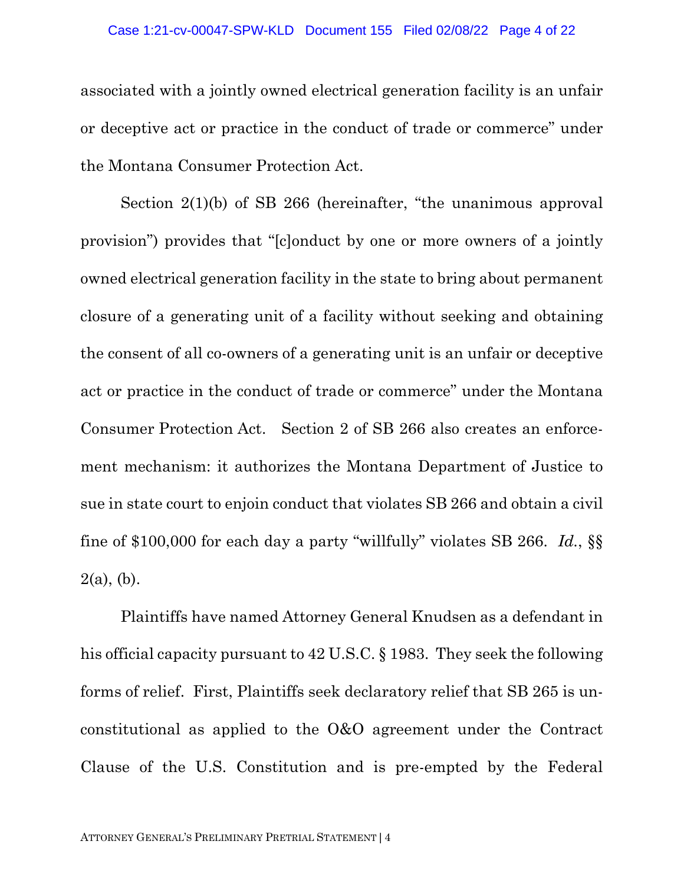associated with a jointly owned electrical generation facility is an unfair or deceptive act or practice in the conduct of trade or commerce" under the Montana Consumer Protection Act.

Section 2(1)(b) of SB 266 (hereinafter, "the unanimous approval provision") provides that "[c]onduct by one or more owners of a jointly owned electrical generation facility in the state to bring about permanent closure of a generating unit of a facility without seeking and obtaining the consent of all co-owners of a generating unit is an unfair or deceptive act or practice in the conduct of trade or commerce" under the Montana Consumer Protection Act. Section 2 of SB 266 also creates an enforcement mechanism: it authorizes the Montana Department of Justice to sue in state court to enjoin conduct that violates SB 266 and obtain a civil fine of $100,000 for each day a party "willfully" violates SB 266. *Id.*, §§ 2(a), (b).

Plaintiffs have named Attorney General Knudsen as a defendant in his official capacity pursuant to 42 U.S.C. § 1983. They seek the following forms of relief. First, Plaintiffs seek declaratory relief that SB 265 is unconstitutional as applied to the O&O agreement under the Contract Clause of the U.S. Constitution and is pre-empted by the Federal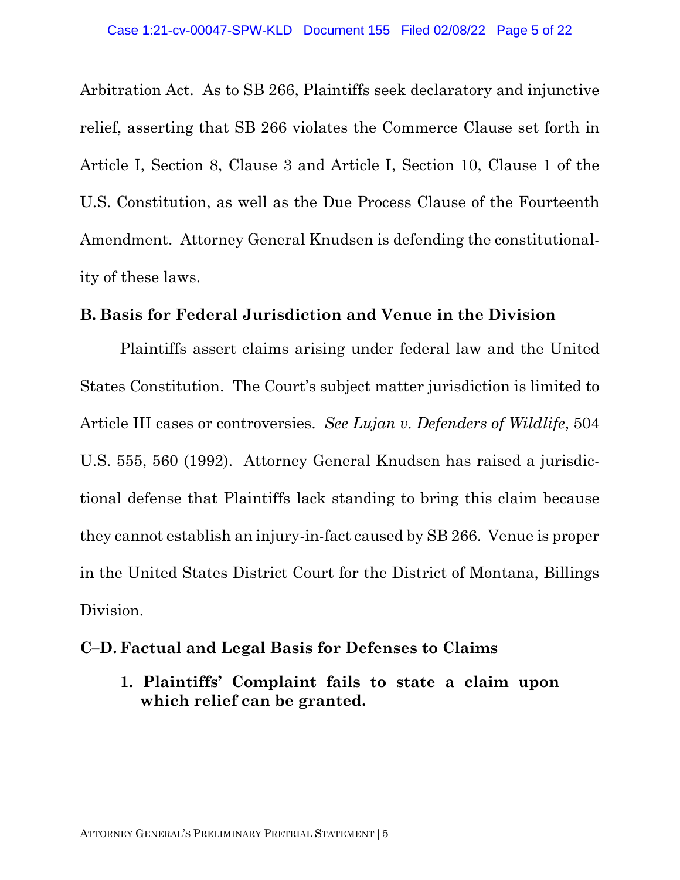Arbitration Act. As to SB 266, Plaintiffs seek declaratory and injunctive relief, asserting that SB 266 violates the Commerce Clause set forth in Article I, Section 8, Clause 3 and Article I, Section 10, Clause 1 of the U.S. Constitution, as well as the Due Process Clause of the Fourteenth Amendment. Attorney General Knudsen is defending the constitutionality of these laws.

## B. Basis for Federal Jurisdiction and Venue in the Division

Plaintiffs assert claims arising under federal law and the United States Constitution. The Court's subject matter jurisdiction is limited to Article III cases or controversies. *See Lujan v. Defenders of Wildlife*, 504 U.S. 555, 560 (1992). Attorney General Knudsen has raised a jurisdictional defense that Plaintiffs lack standing to bring this claim because they cannot establish an injury-in-fact caused by SB 266. Venue is proper in the United States District Court for the District of Montana, Billings Division.

## C–D. Factual and Legal Basis for Defenses to Claims

### 1. Plaintiffs' Complaint fails to state a claim upon which relief can be granted.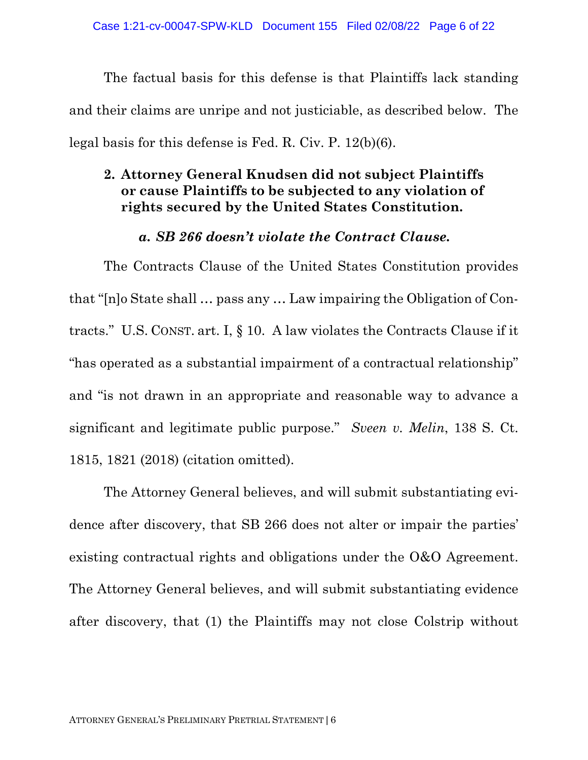The factual basis for this defense is that Plaintiffs lack standing and their claims are unripe and not justiciable, as described below. The legal basis for this defense is Fed. R. Civ. P. 12(b)(6).

### 2. Attorney General Knudsen did not subject Plaintiffs or cause Plaintiffs to be subjected to any violation of rights secured by the United States Constitution.

#### *a. SB 266 doesn't violate the Contract Clause.*

The Contracts Clause of the United States Constitution provides that "[n]o State shall … pass any … Law impairing the Obligation of Contracts." U.S. CONST. art. I, § 10. A law violates the Contracts Clause if it "has operated as a substantial impairment of a contractual relationship" and "is not drawn in an appropriate and reasonable way to advance a significant and legitimate public purpose." *Sveen v. Melin*, 138 S. Ct. 1815, 1821 (2018) (citation omitted).

The Attorney General believes, and will submit substantiating evidence after discovery, that SB 266 does not alter or impair the parties' existing contractual rights and obligations under the O&O Agreement. The Attorney General believes, and will submit substantiating evidence after discovery, that (1) the Plaintiffs may not close Colstrip without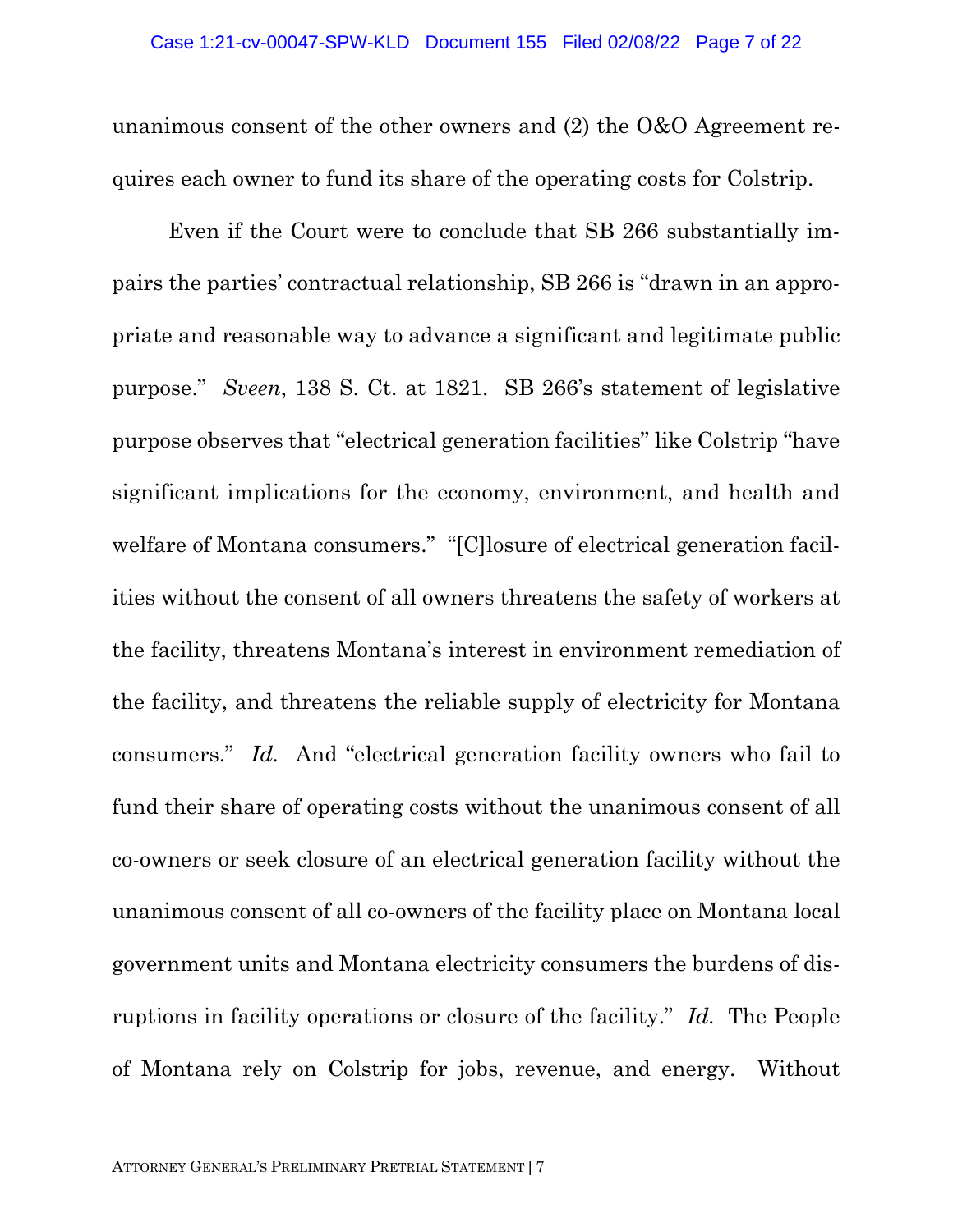unanimous consent of the other owners and (2) the O&O Agreement requires each owner to fund its share of the operating costs for Colstrip.

Even if the Court were to conclude that SB 266 substantially impairs the parties' contractual relationship, SB 266 is "drawn in an appropriate and reasonable way to advance a significant and legitimate public purpose." *Sveen*, 138 S. Ct. at 1821. SB 266's statement of legislative purpose observes that "electrical generation facilities" like Colstrip "have significant implications for the economy, environment, and health and welfare of Montana consumers." "[C]losure of electrical generation facilities without the consent of all owners threatens the safety of workers at the facility, threatens Montana's interest in environment remediation of the facility, and threatens the reliable supply of electricity for Montana consumers." *Id.* And "electrical generation facility owners who fail to fund their share of operating costs without the unanimous consent of all co-owners or seek closure of an electrical generation facility without the unanimous consent of all co-owners of the facility place on Montana local government units and Montana electricity consumers the burdens of disruptions in facility operations or closure of the facility." *Id.* The People of Montana rely on Colstrip for jobs, revenue, and energy. Without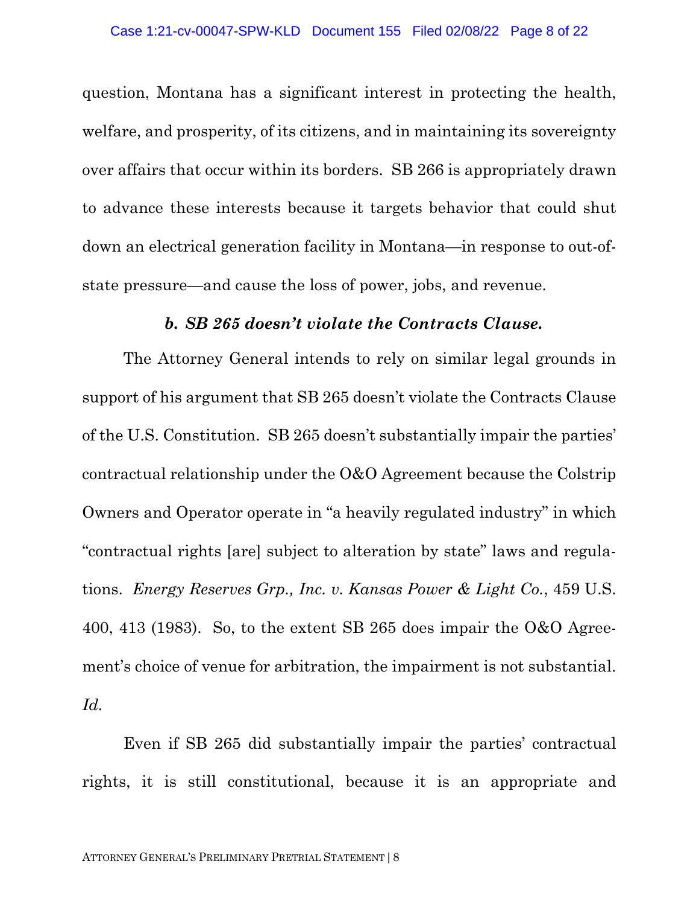question, Montana has a significant interest in protecting the health, welfare, and prosperity, of its citizens, and in maintaining its sovereignty over affairs that occur within its borders. SB 266 is appropriately drawn to advance these interests because it targets behavior that could shut down an electrical generation facility in Montana—in response to out-of-state pressure—and cause the loss of power, jobs, and revenue.

***b. SB 265 doesn't violate the Contracts Clause.***

The Attorney General intends to rely on similar legal grounds in support of his argument that SB 265 doesn't violate the Contracts Clause of the U.S. Constitution. SB 265 doesn't substantially impair the parties' contractual relationship under the O&O Agreement because the Colstrip Owners and Operator operate in "a heavily regulated industry" in which "contractual rights [are] subject to alteration by state" laws and regulations. *Energy Reserves Grp., Inc. v. Kansas Power & Light Co.*, 459 U.S. 400, 413 (1983). So, to the extent SB 265 does impair the O&O Agreement's choice of venue for arbitration, the impairment is not substantial. *Id.*

Even if SB 265 did substantially impair the parties' contractual rights, it is still constitutional, because it is an appropriate and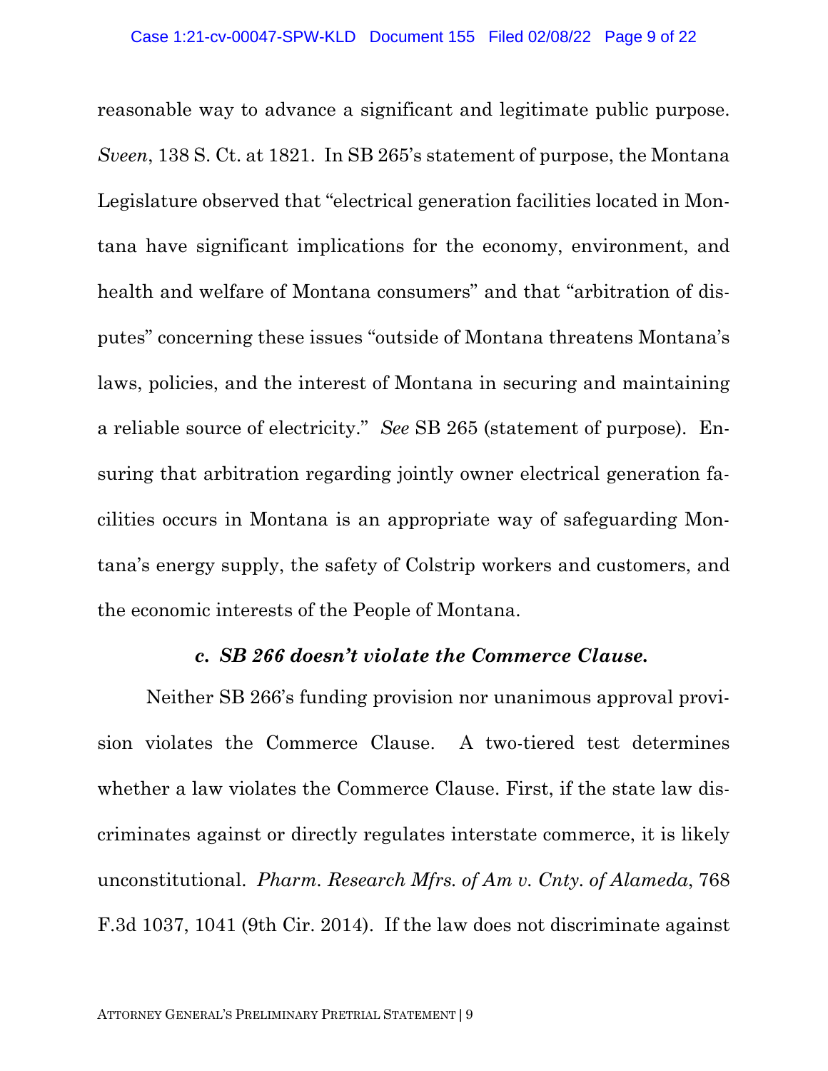reasonable way to advance a significant and legitimate public purpose. *Sveen*, 138 S. Ct. at 1821. In SB 265's statement of purpose, the Montana Legislature observed that "electrical generation facilities located in Montana have significant implications for the economy, environment, and health and welfare of Montana consumers" and that "arbitration of disputes" concerning these issues "outside of Montana threatens Montana's laws, policies, and the interest of Montana in securing and maintaining a reliable source of electricity." *See* SB 265 (statement of purpose). Ensuring that arbitration regarding jointly owner electrical generation facilities occurs in Montana is an appropriate way of safeguarding Montana's energy supply, the safety of Colstrip workers and customers, and the economic interests of the People of Montana.

### ***c. SB 266 doesn't violate the Commerce Clause.***

Neither SB 266's funding provision nor unanimous approval provision violates the Commerce Clause. A two-tiered test determines whether a law violates the Commerce Clause. First, if the state law discriminates against or directly regulates interstate commerce, it is likely unconstitutional. *Pharm. Research Mfrs. of Am v. Cnty. of Alameda*, 768 F.3d 1037, 1041 (9th Cir. 2014). If the law does not discriminate against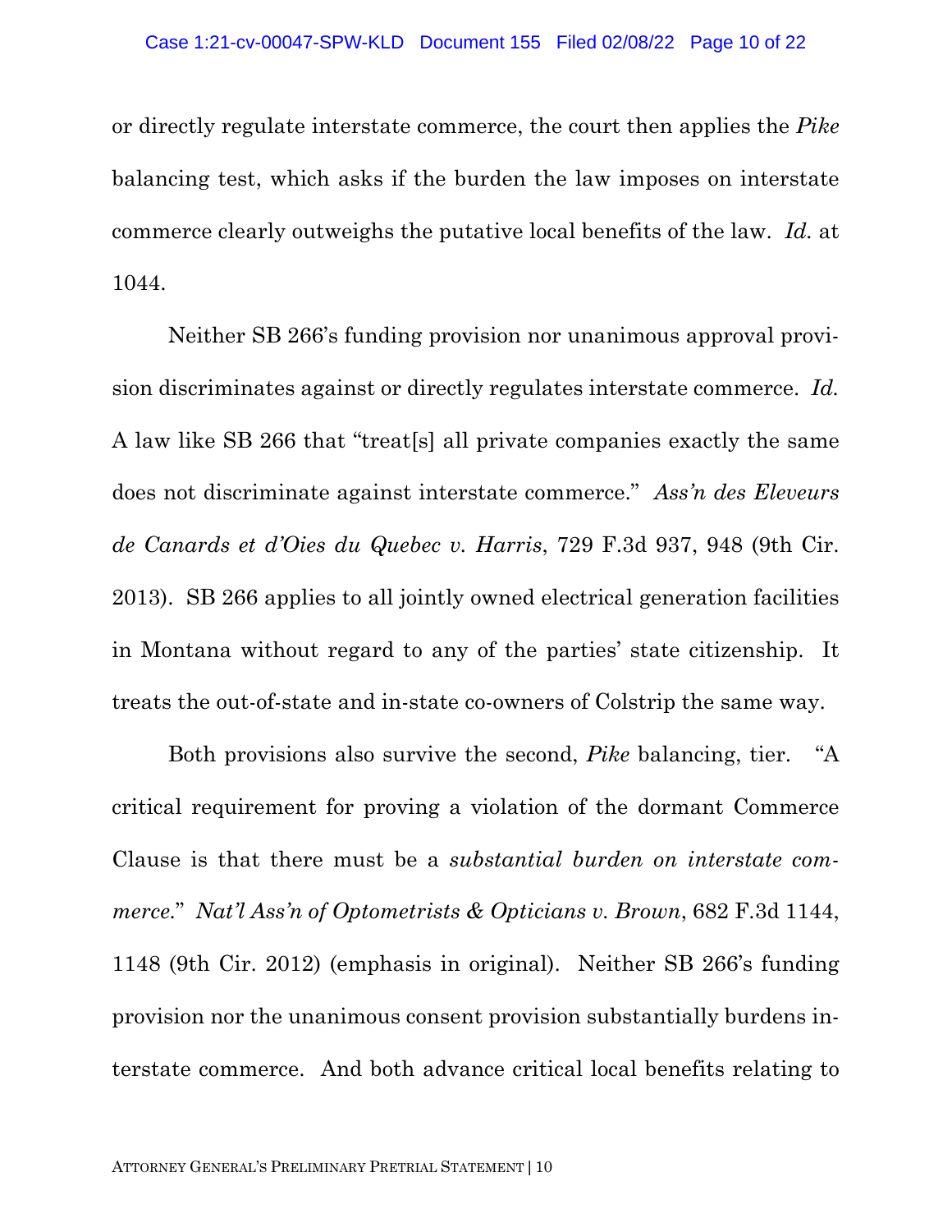or directly regulate interstate commerce, the court then applies the *Pike* balancing test, which asks if the burden the law imposes on interstate commerce clearly outweighs the putative local benefits of the law. *Id.* at 1044.

Neither SB 266's funding provision nor unanimous approval provision discriminates against or directly regulates interstate commerce. *Id.* A law like SB 266 that "treat[s] all private companies exactly the same does not discriminate against interstate commerce." *Ass'n des Eleveurs de Canards et d'Oies du Quebec v. Harris*, 729 F.3d 937, 948 (9th Cir. 2013). SB 266 applies to all jointly owned electrical generation facilities in Montana without regard to any of the parties' state citizenship. It treats the out-of-state and in-state co-owners of Colstrip the same way.

Both provisions also survive the second, *Pike* balancing, tier. "A critical requirement for proving a violation of the dormant Commerce Clause is that there must be a *substantial burden on interstate commerce*." *Nat'l Ass'n of Optometrists & Opticians v. Brown*, 682 F.3d 1144, 1148 (9th Cir. 2012) (emphasis in original). Neither SB 266's funding provision nor the unanimous consent provision substantially burdens interstate commerce. And both advance critical local benefits relating to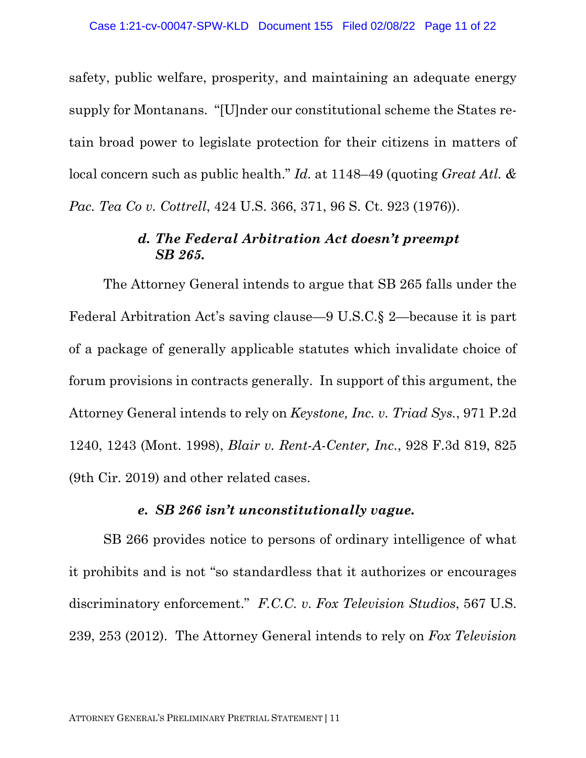safety, public welfare, prosperity, and maintaining an adequate energy supply for Montanans. "[U]nder our constitutional scheme the States retain broad power to legislate protection for their citizens in matters of local concern such as public health." *Id.* at 1148–49 (quoting *Great Atl. & Pac. Tea Co v. Cottrell*, 424 U.S. 366, 371, 96 S. Ct. 923 (1976)).

### *d. The Federal Arbitration Act doesn't preempt SB 265.*

The Attorney General intends to argue that SB 265 falls under the Federal Arbitration Act's saving clause—9 U.S.C.§ 2—because it is part of a package of generally applicable statutes which invalidate choice of forum provisions in contracts generally. In support of this argument, the Attorney General intends to rely on *Keystone, Inc. v. Triad Sys.*, 971 P.2d 1240, 1243 (Mont. 1998), *Blair v. Rent-A-Center, Inc.*, 928 F.3d 819, 825 (9th Cir. 2019) and other related cases.

### *e. SB 266 isn't unconstitutionally vague.*

SB 266 provides notice to persons of ordinary intelligence of what it prohibits and is not "so standardless that it authorizes or encourages discriminatory enforcement." *F.C.C. v. Fox Television Studios*, 567 U.S. 239, 253 (2012). The Attorney General intends to rely on *Fox Television*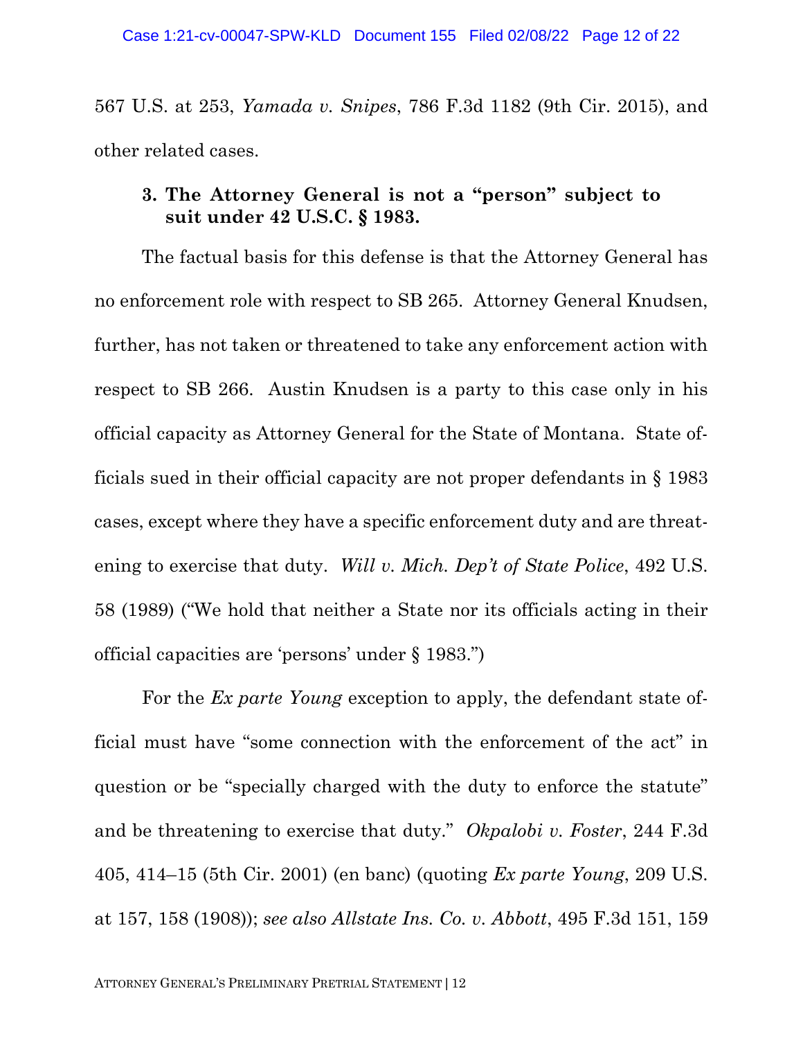567 U.S. at 253, *Yamada v. Snipes*, 786 F.3d 1182 (9th Cir. 2015), and other related cases.

### 3. The Attorney General is not a "person" subject to suit under 42 U.S.C. § 1983.

The factual basis for this defense is that the Attorney General has no enforcement role with respect to SB 265. Attorney General Knudsen, further, has not taken or threatened to take any enforcement action with respect to SB 266. Austin Knudsen is a party to this case only in his official capacity as Attorney General for the State of Montana. State officials sued in their official capacity are not proper defendants in § 1983 cases, except where they have a specific enforcement duty and are threatening to exercise that duty. *Will v. Mich. Dep't of State Police*, 492 U.S. 58 (1989) ("We hold that neither a State nor its officials acting in their official capacities are 'persons' under § 1983.")

For the *Ex parte Young* exception to apply, the defendant state official must have "some connection with the enforcement of the act" in question or be "specially charged with the duty to enforce the statute" and be threatening to exercise that duty." *Okpalobi v. Foster*, 244 F.3d 405, 414–15 (5th Cir. 2001) (en banc) (quoting *Ex parte Young*, 209 U.S. at 157, 158 (1908)); *see also Allstate Ins. Co. v. Abbott*, 495 F.3d 151, 159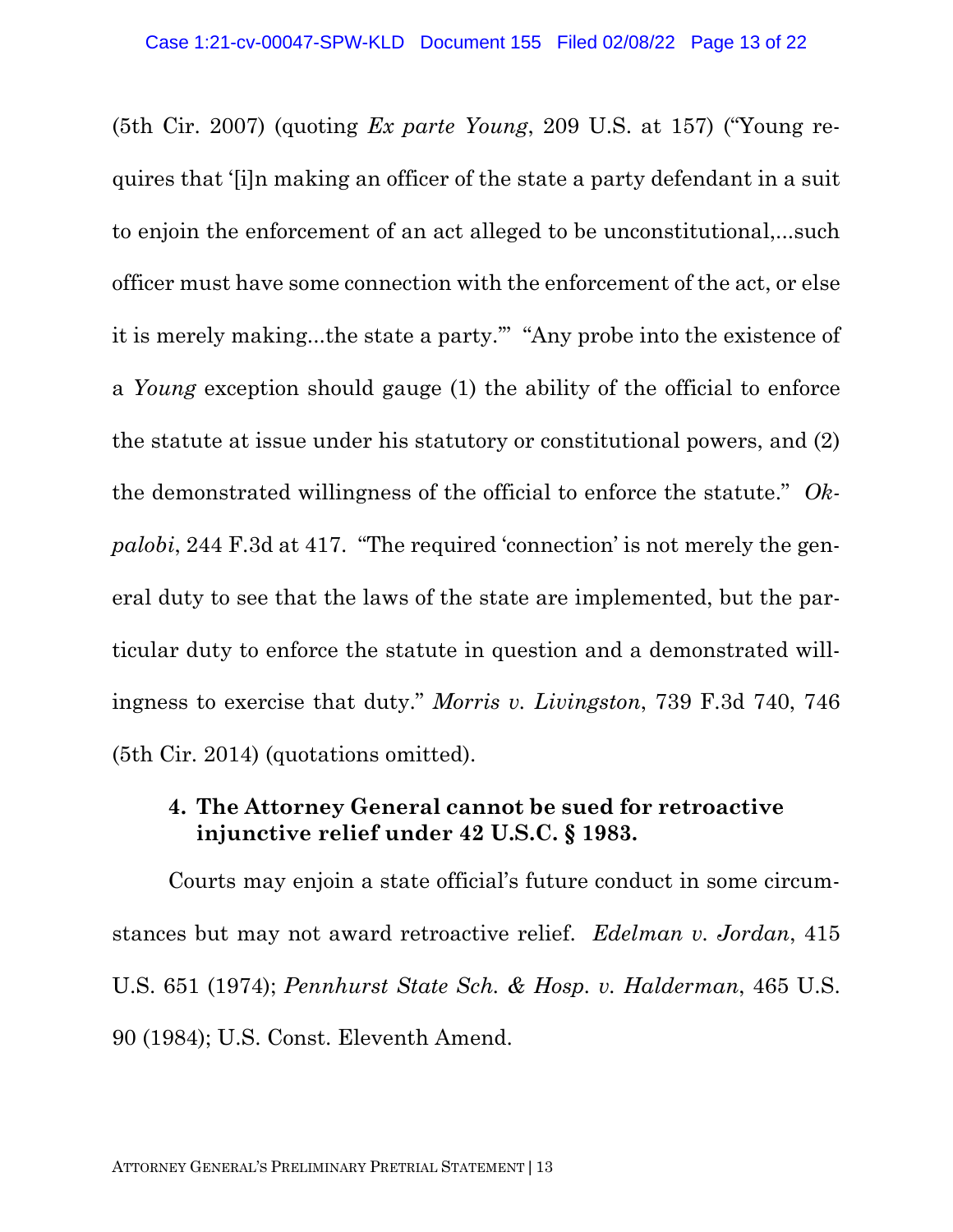(5th Cir. 2007) (quoting *Ex parte Young*, 209 U.S. at 157) ("Young requires that '[i]n making an officer of the state a party defendant in a suit to enjoin the enforcement of an act alleged to be unconstitutional,...such officer must have some connection with the enforcement of the act, or else it is merely making...the state a party.'" "Any probe into the existence of a *Young* exception should gauge (1) the ability of the official to enforce the statute at issue under his statutory or constitutional powers, and (2) the demonstrated willingness of the official to enforce the statute." *Okpalobi*, 244 F.3d at 417. "The required 'connection' is not merely the general duty to see that the laws of the state are implemented, but the particular duty to enforce the statute in question and a demonstrated willingness to exercise that duty." *Morris v. Livingston*, 739 F.3d 740, 746 (5th Cir. 2014) (quotations omitted).

#### 4. The Attorney General cannot be sued for retroactive injunctive relief under 42 U.S.C. § 1983.

Courts may enjoin a state official's future conduct in some circumstances but may not award retroactive relief. *Edelman v. Jordan*, 415 U.S. 651 (1974); *Pennhurst State Sch. & Hosp. v. Halderman*, 465 U.S. 90 (1984); U.S. Const. Eleventh Amend.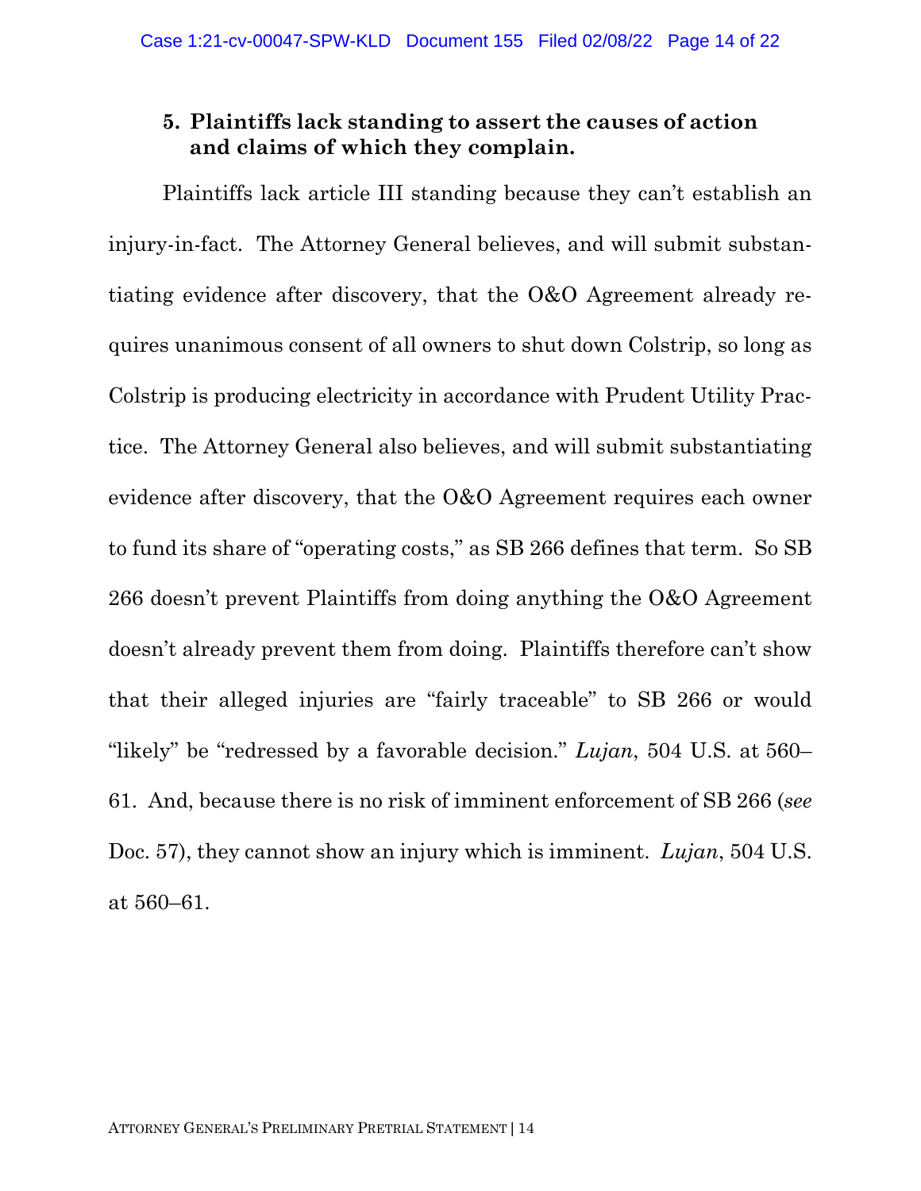### 5. Plaintiffs lack standing to assert the causes of action and claims of which they complain.

Plaintiffs lack article III standing because they can't establish an injury-in-fact. The Attorney General believes, and will submit substantiating evidence after discovery, that the O&O Agreement already requires unanimous consent of all owners to shut down Colstrip, so long as Colstrip is producing electricity in accordance with Prudent Utility Practice. The Attorney General also believes, and will submit substantiating evidence after discovery, that the O&O Agreement requires each owner to fund its share of "operating costs," as SB 266 defines that term. So SB 266 doesn't prevent Plaintiffs from doing anything the O&O Agreement doesn't already prevent them from doing. Plaintiffs therefore can't show that their alleged injuries are "fairly traceable" to SB 266 or would "likely" be "redressed by a favorable decision." *Lujan*, 504 U.S. at 560–61. And, because there is no risk of imminent enforcement of SB 266 (*see* Doc. 57), they cannot show an injury which is imminent. *Lujan*, 504 U.S. at 560–61.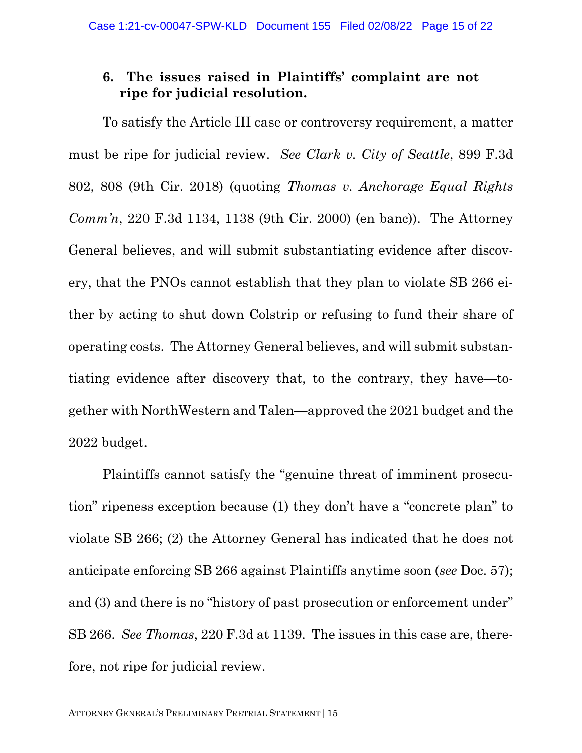### 6. The issues raised in Plaintiffs' complaint are not ripe for judicial resolution.

To satisfy the Article III case or controversy requirement, a matter must be ripe for judicial review. *See Clark v. City of Seattle*, 899 F.3d 802, 808 (9th Cir. 2018) (quoting *Thomas v. Anchorage Equal Rights Comm'n*, 220 F.3d 1134, 1138 (9th Cir. 2000) (en banc)). The Attorney General believes, and will submit substantiating evidence after discovery, that the PNOs cannot establish that they plan to violate SB 266 either by acting to shut down Colstrip or refusing to fund their share of operating costs. The Attorney General believes, and will submit substantiating evidence after discovery that, to the contrary, they have—together with NorthWestern and Talen—approved the 2021 budget and the 2022 budget.

Plaintiffs cannot satisfy the "genuine threat of imminent prosecution" ripeness exception because (1) they don't have a "concrete plan" to violate SB 266; (2) the Attorney General has indicated that he does not anticipate enforcing SB 266 against Plaintiffs anytime soon (*see* Doc. 57); and (3) and there is no "history of past prosecution or enforcement under" SB 266. *See Thomas*, 220 F.3d at 1139. The issues in this case are, therefore, not ripe for judicial review.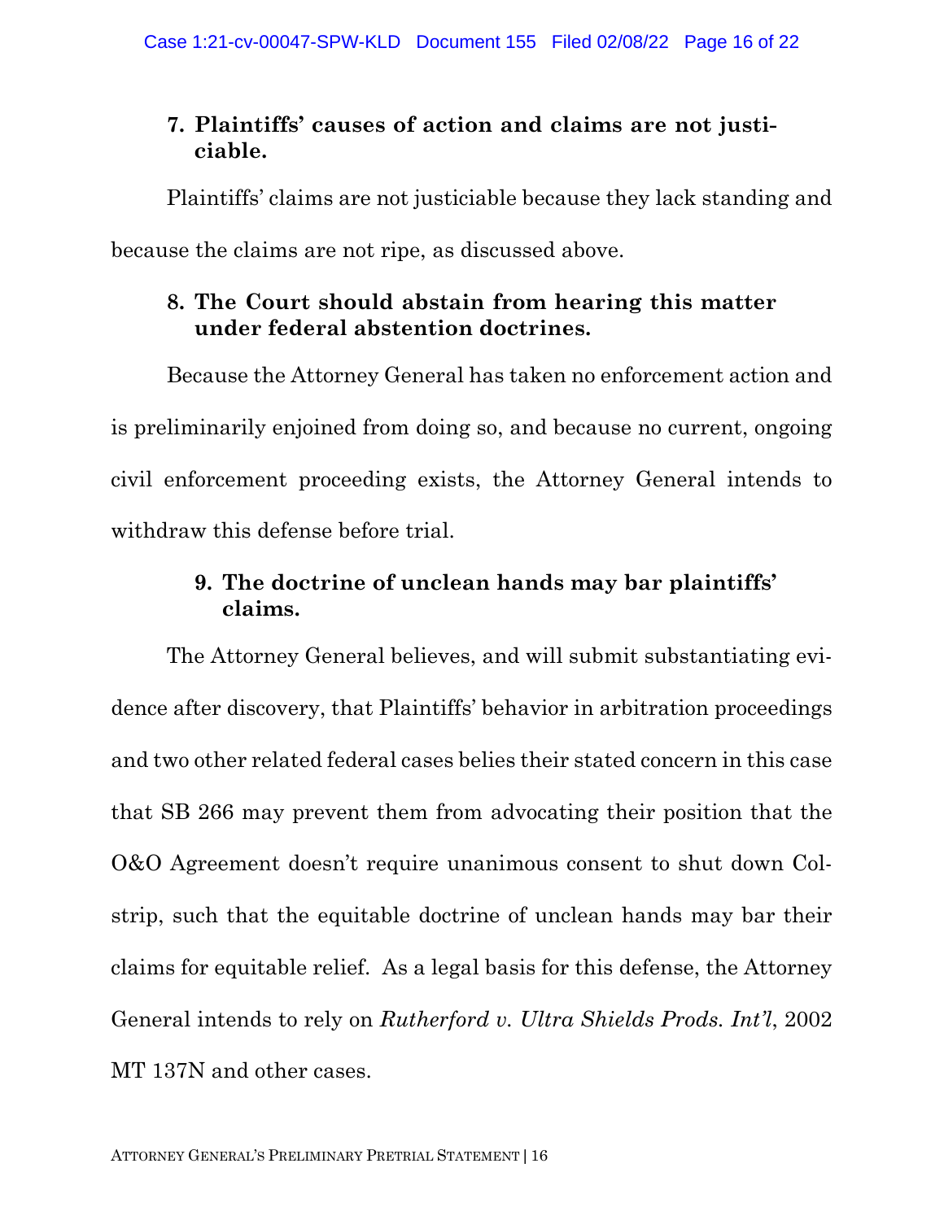### 7. Plaintiffs' causes of action and claims are not justiciable.

Plaintiffs' claims are not justiciable because they lack standing and because the claims are not ripe, as discussed above.

### 8. The Court should abstain from hearing this matter under federal abstention doctrines.

Because the Attorney General has taken no enforcement action and is preliminarily enjoined from doing so, and because no current, ongoing civil enforcement proceeding exists, the Attorney General intends to withdraw this defense before trial.

### 9. The doctrine of unclean hands may bar plaintiffs' claims.

The Attorney General believes, and will submit substantiating evidence after discovery, that Plaintiffs' behavior in arbitration proceedings and two other related federal cases belies their stated concern in this case that SB 266 may prevent them from advocating their position that the O&O Agreement doesn't require unanimous consent to shut down Colstrip, such that the equitable doctrine of unclean hands may bar their claims for equitable relief. As a legal basis for this defense, the Attorney General intends to rely on *Rutherford v. Ultra Shields Prods. Int'l*, 2002 MT 137N and other cases.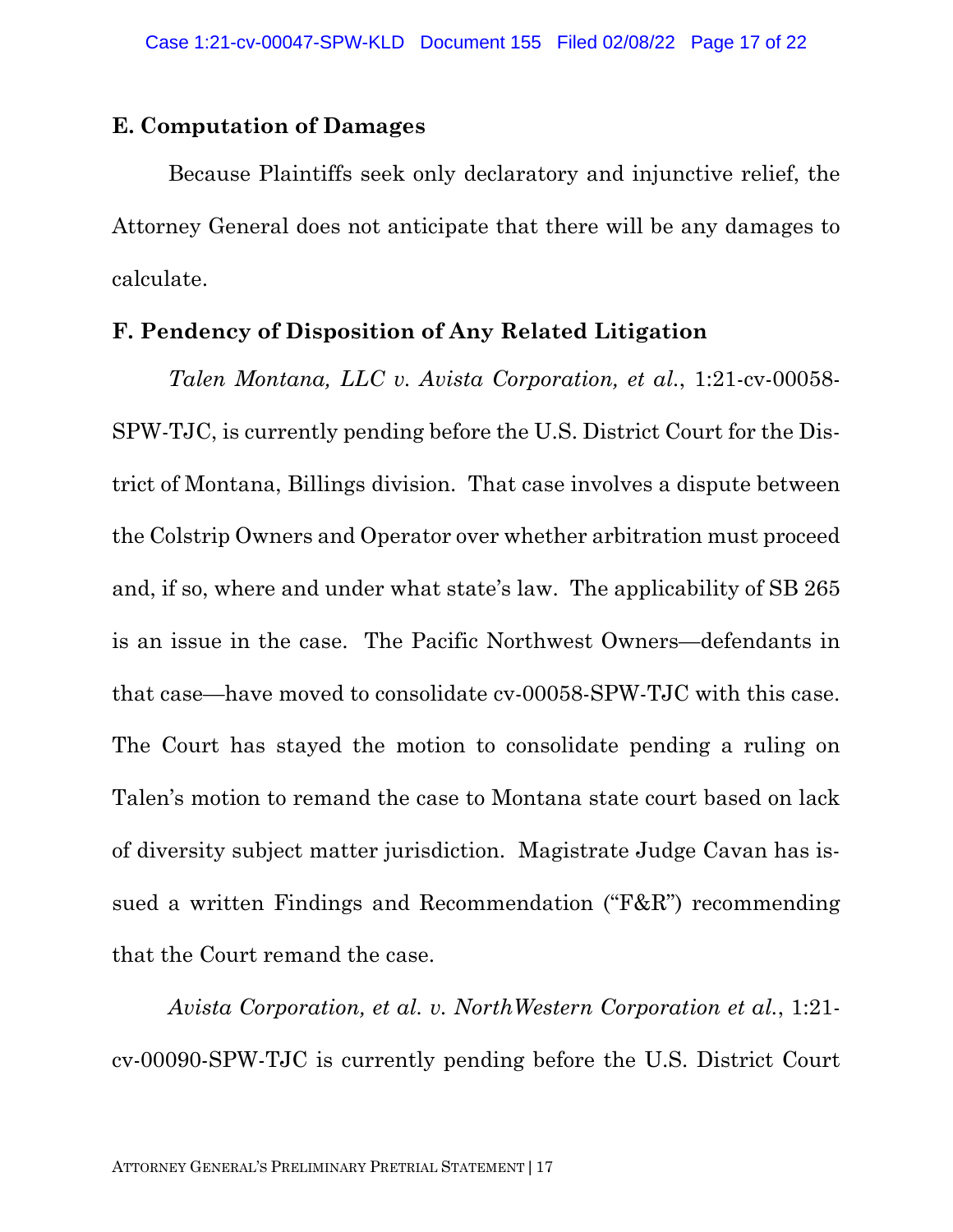### E. Computation of Damages

Because Plaintiffs seek only declaratory and injunctive relief, the Attorney General does not anticipate that there will be any damages to calculate.

### F. Pendency of Disposition of Any Related Litigation

*Talen Montana, LLC v. Avista Corporation, et al.*, 1:21-cv-00058-SPW-TJC, is currently pending before the U.S. District Court for the District of Montana, Billings division. That case involves a dispute between the Colstrip Owners and Operator over whether arbitration must proceed and, if so, where and under what state's law. The applicability of SB 265 is an issue in the case. The Pacific Northwest Owners—defendants in that case—have moved to consolidate cv-00058-SPW-TJC with this case. The Court has stayed the motion to consolidate pending a ruling on Talen's motion to remand the case to Montana state court based on lack of diversity subject matter jurisdiction. Magistrate Judge Cavan has issued a written Findings and Recommendation ("F&R") recommending that the Court remand the case.

*Avista Corporation, et al. v. NorthWestern Corporation et al.*, 1:21-cv-00090-SPW-TJC is currently pending before the U.S. District Court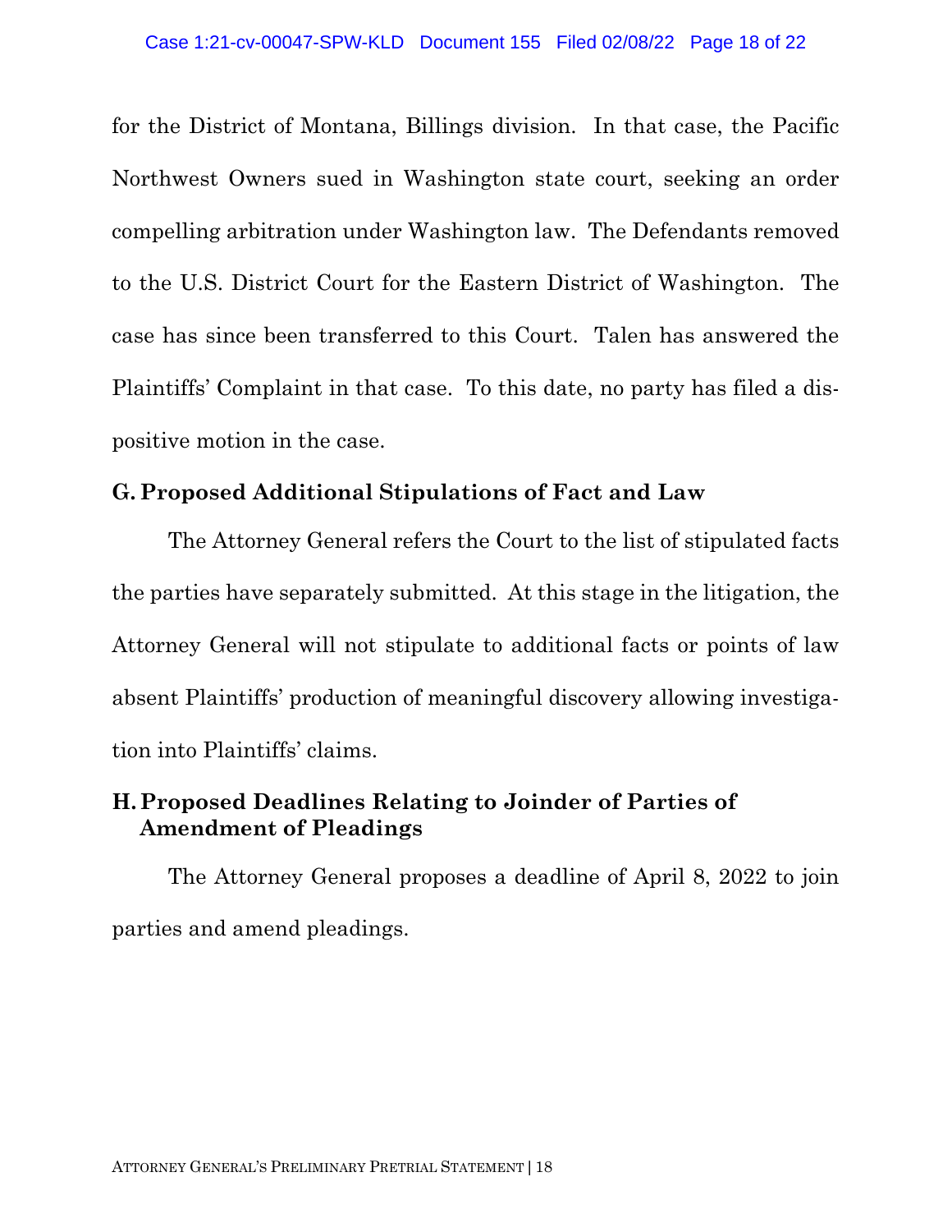for the District of Montana, Billings division. In that case, the Pacific Northwest Owners sued in Washington state court, seeking an order compelling arbitration under Washington law. The Defendants removed to the U.S. District Court for the Eastern District of Washington. The case has since been transferred to this Court. Talen has answered the Plaintiffs' Complaint in that case. To this date, no party has filed a dispositive motion in the case.

### G. Proposed Additional Stipulations of Fact and Law

The Attorney General refers the Court to the list of stipulated facts the parties have separately submitted. At this stage in the litigation, the Attorney General will not stipulate to additional facts or points of law absent Plaintiffs' production of meaningful discovery allowing investigation into Plaintiffs' claims.

### H. Proposed Deadlines Relating to Joinder of Parties of Amendment of Pleadings

The Attorney General proposes a deadline of April 8, 2022 to join parties and amend pleadings.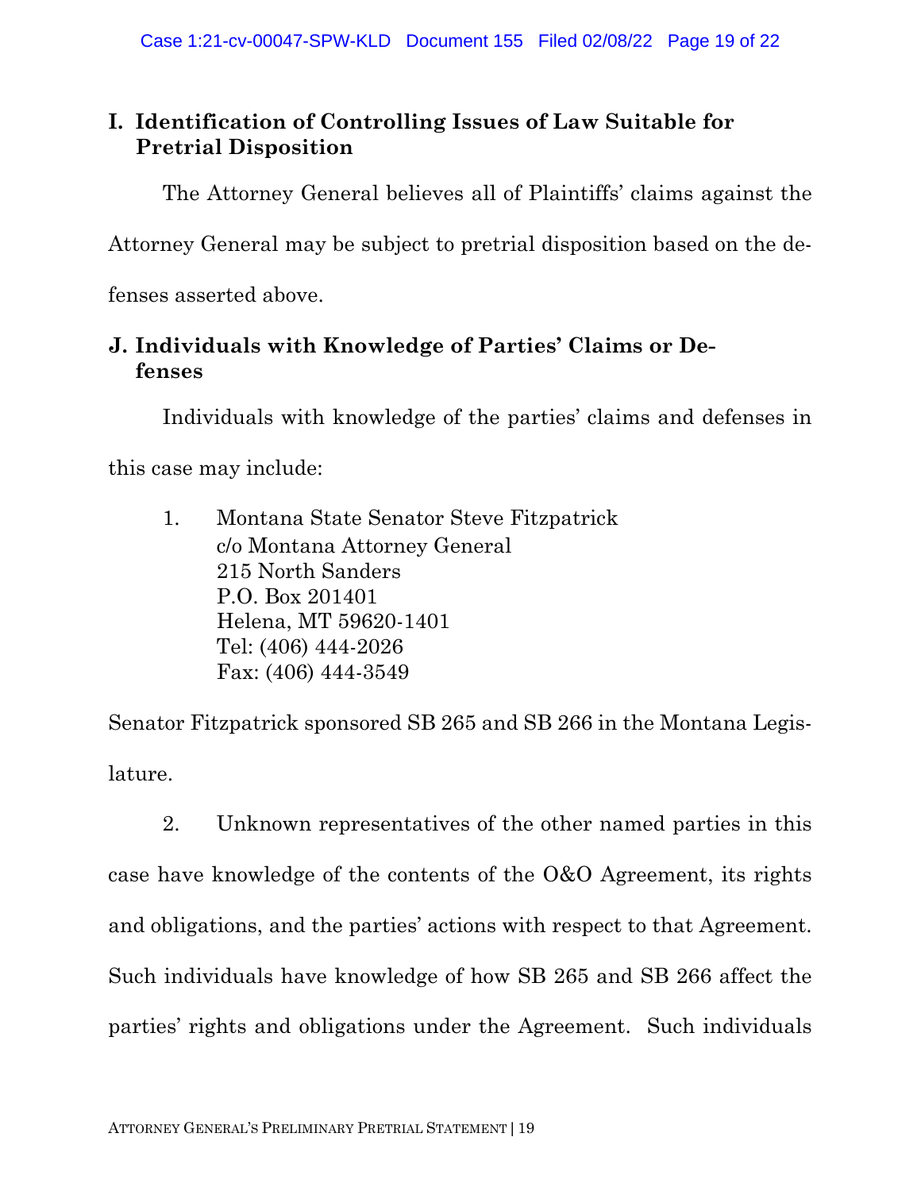## I. Identification of Controlling Issues of Law Suitable for Pretrial Disposition

The Attorney General believes all of Plaintiffs' claims against the Attorney General may be subject to pretrial disposition based on the defenses asserted above.

## J. Individuals with Knowledge of Parties' Claims or Defenses

Individuals with knowledge of the parties' claims and defenses in this case may include:

1. Montana State Senator Steve Fitzpatrick
   c/o Montana Attorney General
   215 North Sanders
   P.O. Box 201401
   Helena, MT 59620-1401
   Tel: (406) 444-2026
   Fax: (406) 444-3549

Senator Fitzpatrick sponsored SB 265 and SB 266 in the Montana Legislature.

2. Unknown representatives of the other named parties in this case have knowledge of the contents of the O&O Agreement, its rights and obligations, and the parties' actions with respect to that Agreement. Such individuals have knowledge of how SB 265 and SB 266 affect the parties' rights and obligations under the Agreement. Such individuals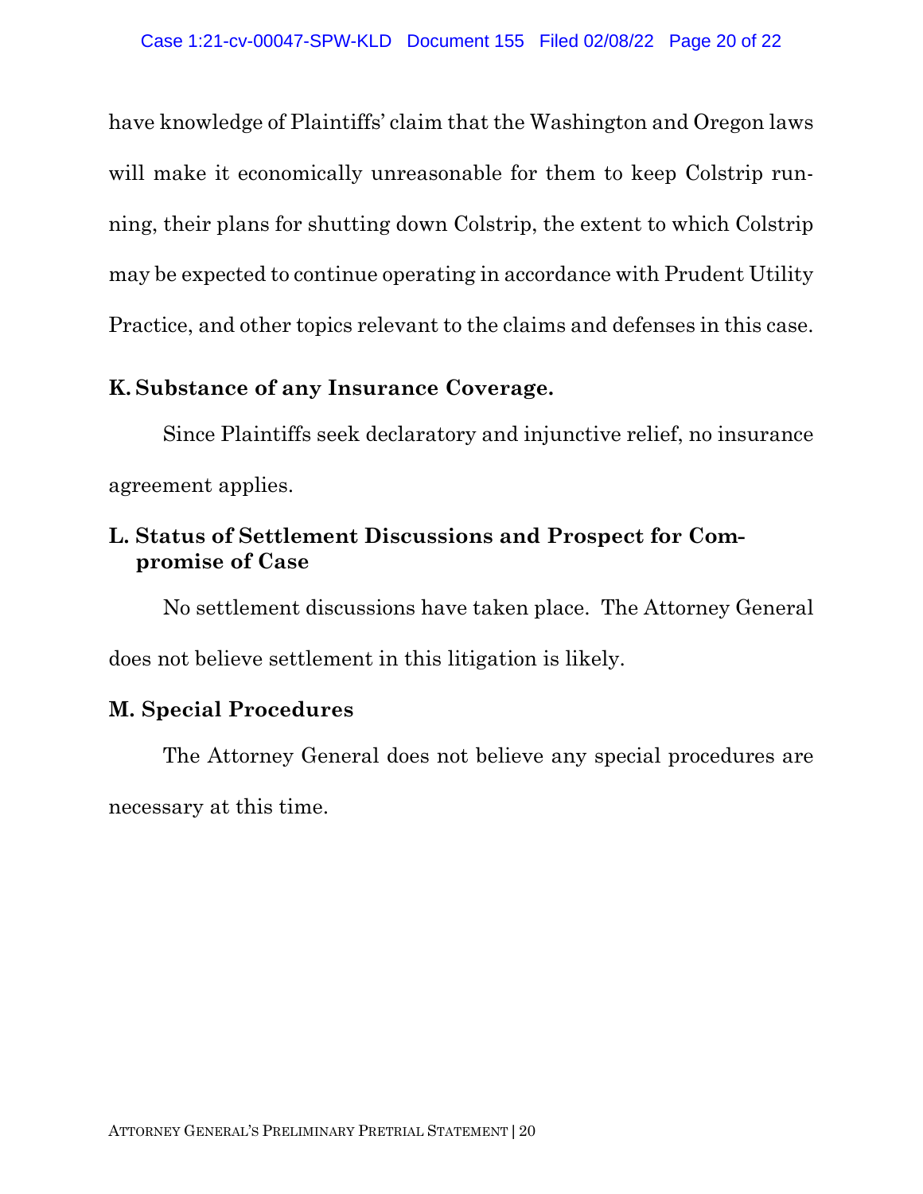have knowledge of Plaintiffs' claim that the Washington and Oregon laws will make it economically unreasonable for them to keep Colstrip running, their plans for shutting down Colstrip, the extent to which Colstrip may be expected to continue operating in accordance with Prudent Utility Practice, and other topics relevant to the claims and defenses in this case.

### K. Substance of any Insurance Coverage.

Since Plaintiffs seek declaratory and injunctive relief, no insurance agreement applies.

### L. Status of Settlement Discussions and Prospect for Compromise of Case

No settlement discussions have taken place. The Attorney General does not believe settlement in this litigation is likely.

### M. Special Procedures

The Attorney General does not believe any special procedures are necessary at this time.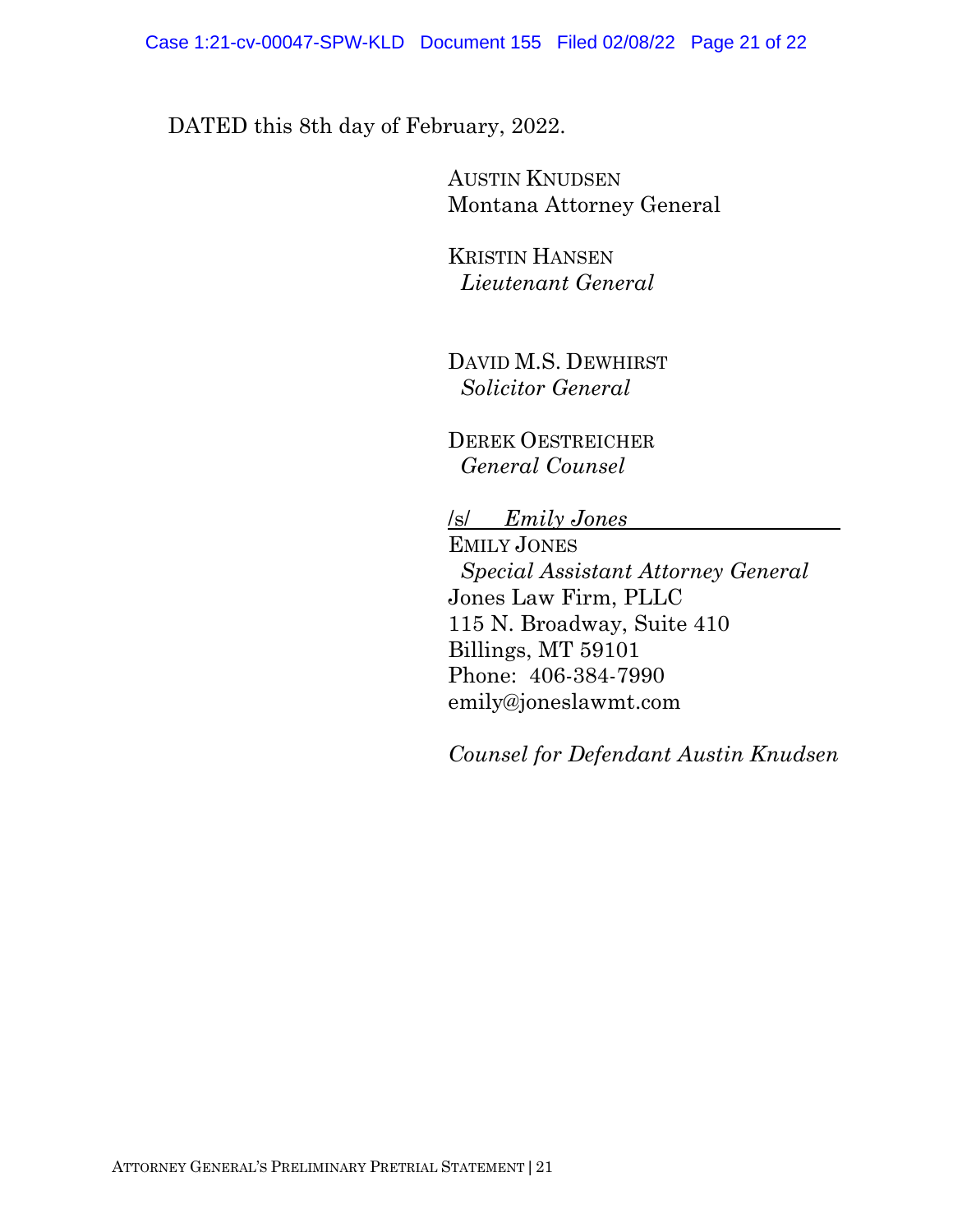DATED this 8th day of February, 2022.

AUSTIN KNUDSEN
Montana Attorney General

KRISTIN HANSEN
*Lieutenant General*

DAVID M.S. DEWHIRST
*Solicitor General*

DEREK OESTREICHER
*General Counsel*

/s/ *Emily Jones*
EMILY JONES
*Special Assistant Attorney General*
Jones Law Firm, PLLC
115 N. Broadway, Suite 410
Billings, MT 59101
Phone: 406-384-7990
emily@joneslawmt.com

*Counsel for Defendant Austin Knudsen*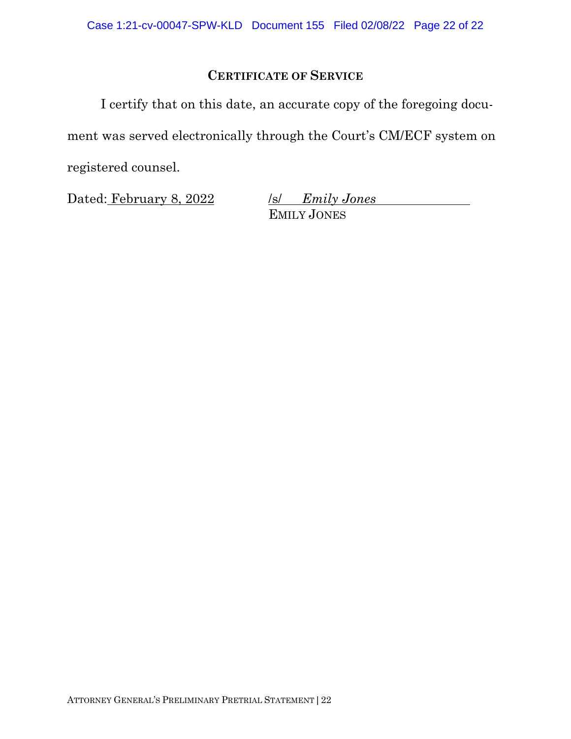## CERTIFICATE OF SERVICE

I certify that on this date, an accurate copy of the foregoing document was served electronically through the Court's CM/ECF system on registered counsel.

Dated: February 8, 2022

/s/ *Emily Jones*
EMILY JONES